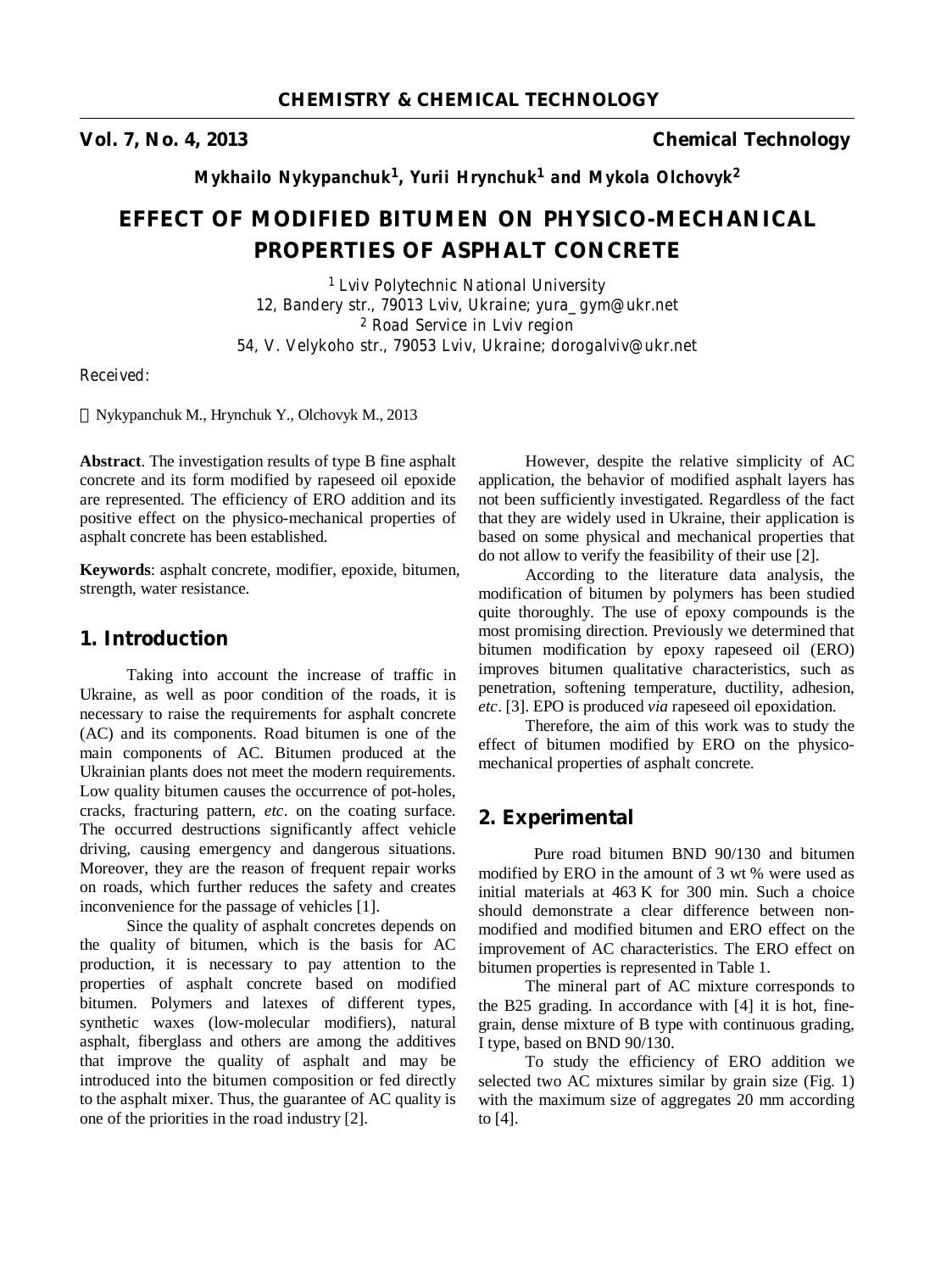**CHEMISTRY & CHEMICAL TECHNOLOGY**

**Vol. 7, No. 4, 2013** **Chemical Technology**

**Mykhailo Nykypanchuk[1], Yurii Hrynchuk[1] and Mykola Olchovyk[2]**

# EFFECT OF MODIFIED BITUMEN ON PHYSICO-MECHANICAL PROPERTIES OF ASPHALT CONCRETE

[1] Lviv Polytechnic National University
12, Bandery str., 79013 Lviv, Ukraine; yura_gym@ukr.net
[2] Road Service in Lviv region
54, V. Velykoho str., 79053 Lviv, Ukraine; dorogalviv@ukr.net

Received:

Nykypanchuk M., Hrynchuk Y., Olchovyk M., 2013

**Abstract**. The investigation results of type B fine asphalt concrete and its form modified by rapeseed oil epoxide are represented. The efficiency of ERO addition and its positive effect on the physico-mechanical properties of asphalt concrete has been established.

**Keywords**: asphalt concrete, modifier, epoxide, bitumen, strength, water resistance.

## 1. Introduction

Taking into account the increase of traffic in Ukraine, as well as poor condition of the roads, it is necessary to raise the requirements for asphalt concrete (AC) and its components. Road bitumen is one of the main components of AC. Bitumen produced at the Ukrainian plants does not meet the modern requirements. Low quality bitumen causes the occurrence of pot-holes, cracks, fracturing pattern, *etc*. on the coating surface. The occurred destructions significantly affect vehicle driving, causing emergency and dangerous situations. Moreover, they are the reason of frequent repair works on roads, which further reduces the safety and creates inconvenience for the passage of vehicles [1].

Since the quality of asphalt concretes depends on the quality of bitumen, which is the basis for AC production, it is necessary to pay attention to the properties of asphalt concrete based on modified bitumen. Polymers and latexes of different types, synthetic waxes (low-molecular modifiers), natural asphalt, fiberglass and others are among the additives that improve the quality of asphalt and may be introduced into the bitumen composition or fed directly to the asphalt mixer. Thus, the guarantee of AC quality is one of the priorities in the road industry [2].

However, despite the relative simplicity of AC application, the behavior of modified asphalt layers has not been sufficiently investigated. Regardless of the fact that they are widely used in Ukraine, their application is based on some physical and mechanical properties that do not allow to verify the feasibility of their use [2].

According to the literature data analysis, the modification of bitumen by polymers has been studied quite thoroughly. The use of epoxy compounds is the most promising direction. Previously we determined that bitumen modification by epoxy rapeseed oil (ERO) improves bitumen qualitative characteristics, such as penetration, softening temperature, ductility, adhesion, *etc*. [3]. EPO is produced *via* rapeseed oil epoxidation.

Therefore, the aim of this work was to study the effect of bitumen modified by ERO on the physico-mechanical properties of asphalt concrete.

## 2. Experimental

Pure road bitumen BND 90/130 and bitumen modified by ERO in the amount of 3 wt % were used as initial materials at 463 K for 300 min. Such a choice should demonstrate a clear difference between non-modified and modified bitumen and ERO effect on the improvement of AC characteristics. The ERO effect on bitumen properties is represented in Table 1.

The mineral part of AC mixture corresponds to the B25 grading. In accordance with [4] it is hot, fine-grain, dense mixture of B type with continuous grading, I type, based on BND 90/130.

To study the efficiency of ERO addition we selected two AC mixtures similar by grain size (Fig. 1) with the maximum size of aggregates 20 mm according to [4].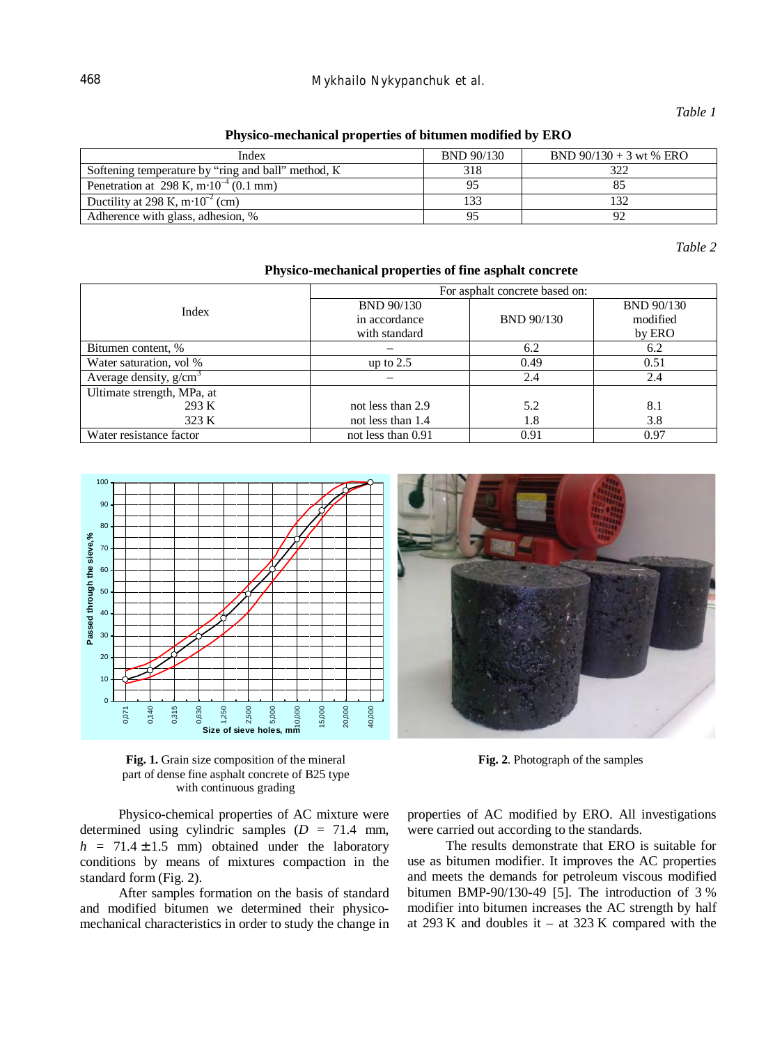*Table 1*

**Physico-mechanical properties of bitumen modified by ERO**

| Index | BND 90/130 | BND 90/130 + 3 wt % ERO |
|---|---|---|
| Softening temperature by "ring and ball" method, K | 318 | 322 |
| Penetration at 298 K, $m \cdot 10^{-4}$ (0.1 mm) | 95 | 85 |
| Ductility at 298 K, $m \cdot 10^{-2}$ (cm) | 133 | 132 |
| Adherence with glass, adhesion, % | 95 | 92 |

*Table 2*

**Physico-mechanical properties of fine asphalt concrete**

| Index | For asphalt concrete based on: | | |
|---|---|---|---|
| | BND 90/130 in accordance with standard | BND 90/130 | BND 90/130 modified by ERO |
| Bitumen content, % | – | 6.2 | 6.2 |
| Water saturation, vol % | up to 2.5 | 0.49 | 0.51 |
| Average density, $g/cm^3$ | – | 2.4 | 2.4 |
| Ultimate strength, MPa, at | | | |
| 293 K | not less than 2.9 | 5.2 | 8.1 |
| 323 K | not less than 1.4 | 1.8 | 3.8 |
| Water resistance factor | not less than 0.91 | 0.91 | 0.97 |

**Fig. 1.** Grain size composition of the mineral part of dense fine asphalt concrete of B25 type with continuous grading

**Fig. 2**. Photograph of the samples

Physico-chemical properties of AC mixture were determined using cylindric samples ($D$ = 71.4 mm, $h$ = 71.4±1.5 mm) obtained under the laboratory conditions by means of mixtures compaction in the standard form (Fig. 2).

After samples formation on the basis of standard and modified bitumen we determined their physico-mechanical characteristics in order to study the change in properties of AC modified by ERO. All investigations were carried out according to the standards.

The results demonstrate that ERO is suitable for use as bitumen modifier. It improves the AC properties and meets the demands for petroleum viscous modified bitumen BMP-90/130-49 [5]. The introduction of 3 % modifier into bitumen increases the AC strength by half at 293 K and doubles it – at 323 K compared with the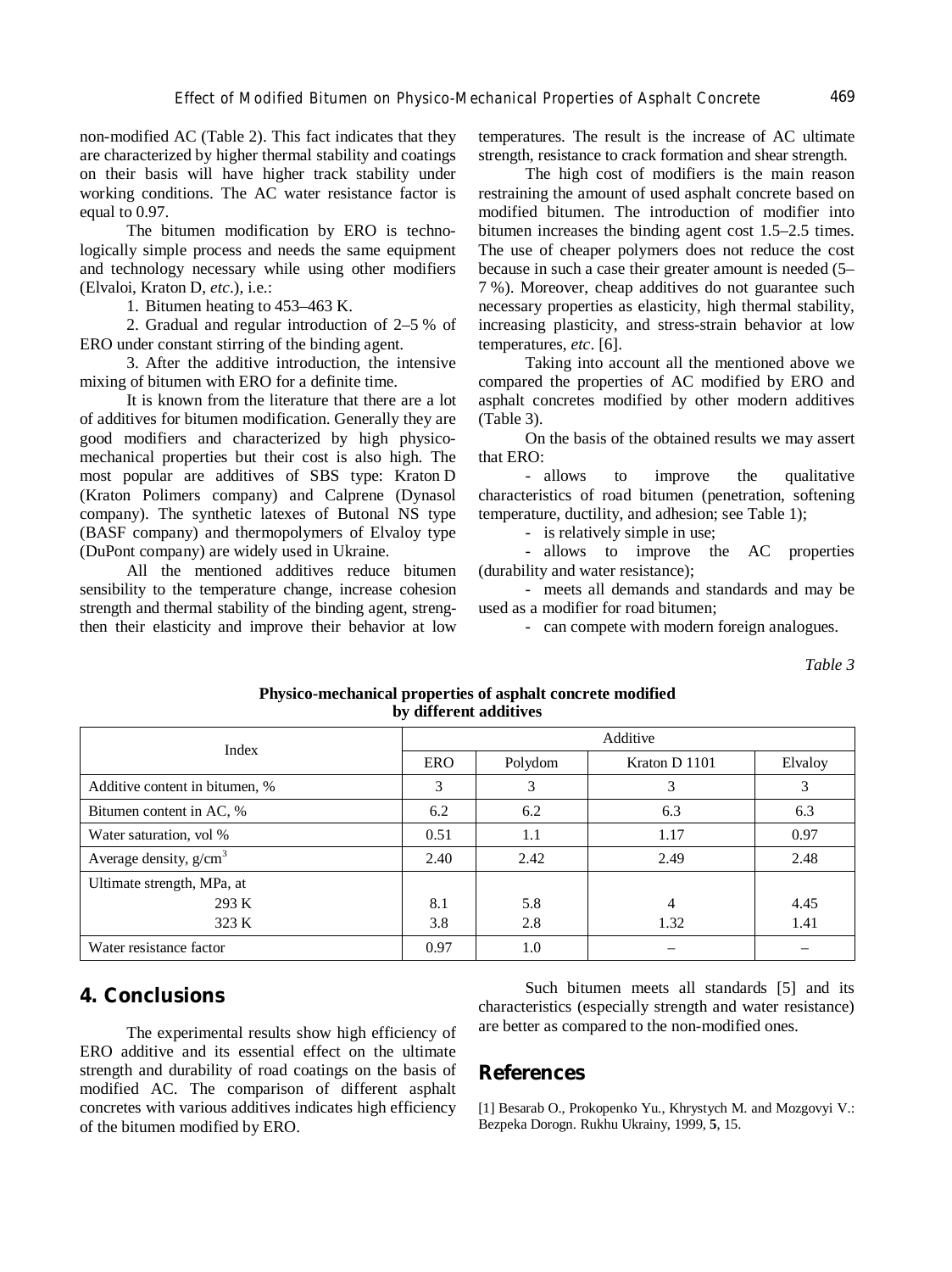non-modified AC (Table 2). This fact indicates that they are characterized by higher thermal stability and coatings on their basis will have higher track stability under working conditions. The AC water resistance factor is equal to 0.97.

The bitumen modification by ERO is technologically simple process and needs the same equipment and technology necessary while using other modifiers (Elvaloi, Kraton D, *etc*.), i.e.:

1. Bitumen heating to 453–463 K.
2. Gradual and regular introduction of 2–5 % of ERO under constant stirring of the binding agent.
3. After the additive introduction, the intensive mixing of bitumen with ERO for a definite time.

It is known from the literature that there are a lot of additives for bitumen modification. Generally they are good modifiers and characterized by high physico-mechanical properties but their cost is also high. The most popular are additives of SBS type: Kraton D (Kraton Polimers company) and Calprene (Dynasol company). The synthetic latexes of Butonal NS type (BASF company) and thermopolymers of Elvaloy type (DuPont company) are widely used in Ukraine.

All the mentioned additives reduce bitumen sensibility to the temperature change, increase cohesion strength and thermal stability of the binding agent, strengthen their elasticity and improve their behavior at low temperatures. The result is the increase of AC ultimate strength, resistance to crack formation and shear strength.

The high cost of modifiers is the main reason restraining the amount of used asphalt concrete based on modified bitumen. The introduction of modifier into bitumen increases the binding agent cost 1.5–2.5 times. The use of cheaper polymers does not reduce the cost because in such a case their greater amount is needed (5–7 %). Moreover, cheap additives do not guarantee such necessary properties as elasticity, high thermal stability, increasing plasticity, and stress-strain behavior at low temperatures, *etc*. [6].

Taking into account all the mentioned above we compared the properties of AC modified by ERO and asphalt concretes modified by other modern additives (Table 3).

On the basis of the obtained results we may assert that ERO:

- allows to improve the qualitative characteristics of road bitumen (penetration, softening temperature, ductility, and adhesion; see Table 1);
- is relatively simple in use;
- allows to improve the AC properties (durability and water resistance);
- meets all demands and standards and may be used as a modifier for road bitumen;
- can compete with modern foreign analogues.

*Table 3*

**Physico-mechanical properties of asphalt concrete modified by different additives**

| Index | Additive | | | |
|---|---|---|---|---|
| | ERO | Polydom | Kraton D 1101 | Elvaloy |
| Additive content in bitumen, % | 3 | 3 | 3 | 3 |
| Bitumen content in AC, % | 6.2 | 6.2 | 6.3 | 6.3 |
| Water saturation, vol % | 0.51 | 1.1 | 1.17 | 0.97 |
| Average density, g/cm$^3$ | 2.40 | 2.42 | 2.49 | 2.48 |
| Ultimate strength, MPa, at | | | | |
| 293 K | 8.1 | 5.8 | 4 | 4.45 |
| 323 K | 3.8 | 2.8 | 1.32 | 1.41 |
| Water resistance factor | 0.97 | 1.0 | – | – |

## 4. Conclusions

The experimental results show high efficiency of ERO additive and its essential effect on the ultimate strength and durability of road coatings on the basis of modified AC. The comparison of different asphalt concretes with various additives indicates high efficiency of the bitumen modified by ERO.

Such bitumen meets all standards [5] and its characteristics (especially strength and water resistance) are better as compared to the non-modified ones.

## References

[1] Besarab O., Prokopenko Yu., Khrystych M. and Mozgovyi V.: Bezpeka Dorogn. Rukhu Ukrainy, 1999, **5**, 15.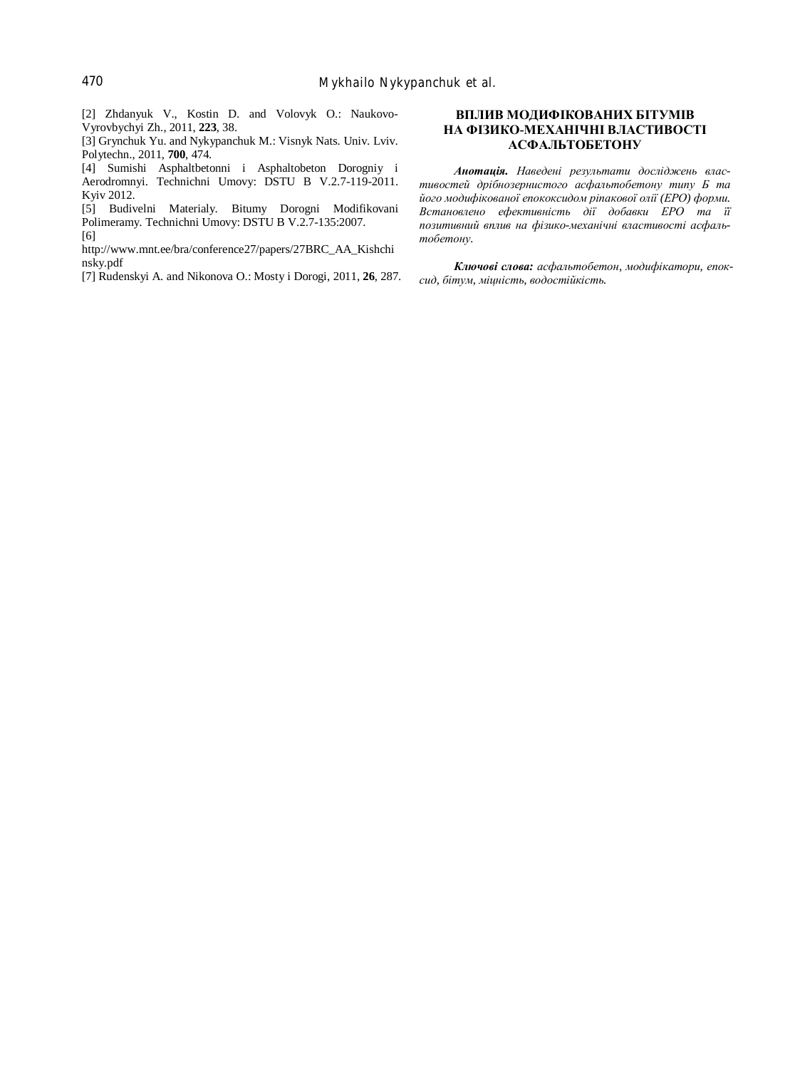[2] Zhdanyuk V., Kostin D. and Volovyk O.: Naukovo-Vyrovbychyi Zh., 2011, **223**, 38.

[3] Grynchuk Yu. and Nykypanchuk M.: Visnyk Nats. Univ. Lviv. Polytechn., 2011, **700**, 474.

[4] Sumishi Asphaltbetonni i Asphaltobeton Dorogniy i Aerodromnyi. Technichni Umovy: DSTU B V.2.7-119-2011. Kyiv 2012.

[5] Budivelni Materialy. Bitumy Dorogni Modifikovani Polimeramy. Technichni Umovy: DSTU B V.2.7-135:2007.

[6] http://www.mnt.ee/bra/conference27/papers/27BRC_AA_Kishchinsky.pdf

[7] Rudenskyi A. and Nikonova O.: Mosty i Dorogi, 2011, **26**, 287.

## ВПЛИВ МОДИФІКОВАНИХ БІТУМІВ НА ФІЗИКО-МЕХАНІЧНІ ВЛАСТИВОСТІ АСФАЛЬТОБЕТОНУ

***Анотація.*** *Наведені результати досліджень властивостей дрібнозернистого асфальтобетону типу Б та його модифікованої епококсидом ріпакової олії (ЕРО) форми. Встановлено ефективність дії добавки ЕРО та її позитивний вплив на фізико-механічні властивості асфальтобетону.*

***Ключові слова:*** *асфальтобетон, модифікатори, епоксид, бітум, міцність, водостійкість.*